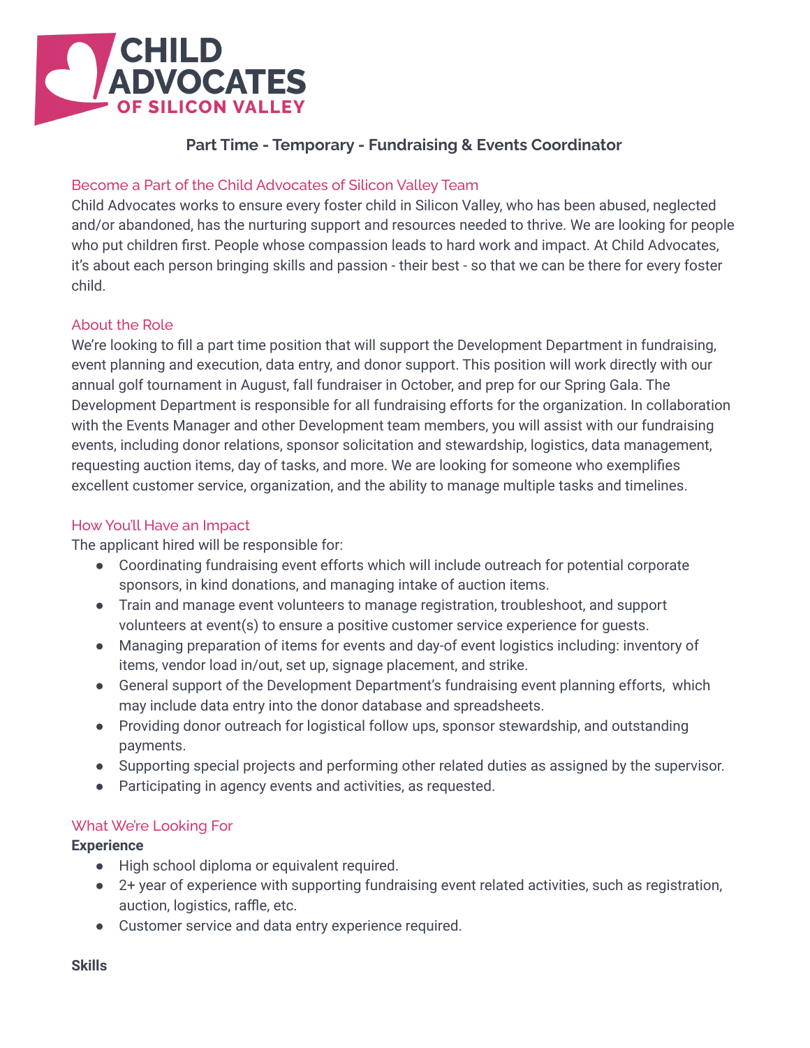CHILD ADVOCATES OF SILICON VALLEY

# Part Time - Temporary - Fundraising & Events Coordinator

## Become a Part of the Child Advocates of Silicon Valley Team

Child Advocates works to ensure every foster child in Silicon Valley, who has been abused, neglected and/or abandoned, has the nurturing support and resources needed to thrive. We are looking for people who put children first. People whose compassion leads to hard work and impact. At Child Advocates, it's about each person bringing skills and passion - their best - so that we can be there for every foster child.

## About the Role

We're looking to fill a part time position that will support the Development Department in fundraising, event planning and execution, data entry, and donor support. This position will work directly with our annual golf tournament in August, fall fundraiser in October, and prep for our Spring Gala. The Development Department is responsible for all fundraising efforts for the organization. In collaboration with the Events Manager and other Development team members, you will assist with our fundraising events, including donor relations, sponsor solicitation and stewardship, logistics, data management, requesting auction items, day of tasks, and more. We are looking for someone who exemplifies excellent customer service, organization, and the ability to manage multiple tasks and timelines.

## How You'll Have an Impact

The applicant hired will be responsible for:

- Coordinating fundraising event efforts which will include outreach for potential corporate sponsors, in kind donations, and managing intake of auction items.
- Train and manage event volunteers to manage registration, troubleshoot, and support volunteers at event(s) to ensure a positive customer service experience for guests.
- Managing preparation of items for events and day-of event logistics including: inventory of items, vendor load in/out, set up, signage placement, and strike.
- General support of the Development Department's fundraising event planning efforts, which may include data entry into the donor database and spreadsheets.
- Providing donor outreach for logistical follow ups, sponsor stewardship, and outstanding payments.
- Supporting special projects and performing other related duties as assigned by the supervisor.
- Participating in agency events and activities, as requested.

## What We're Looking For

**Experience**

- High school diploma or equivalent required.
- 2+ year of experience with supporting fundraising event related activities, such as registration, auction, logistics, raffle, etc.
- Customer service and data entry experience required.

**Skills**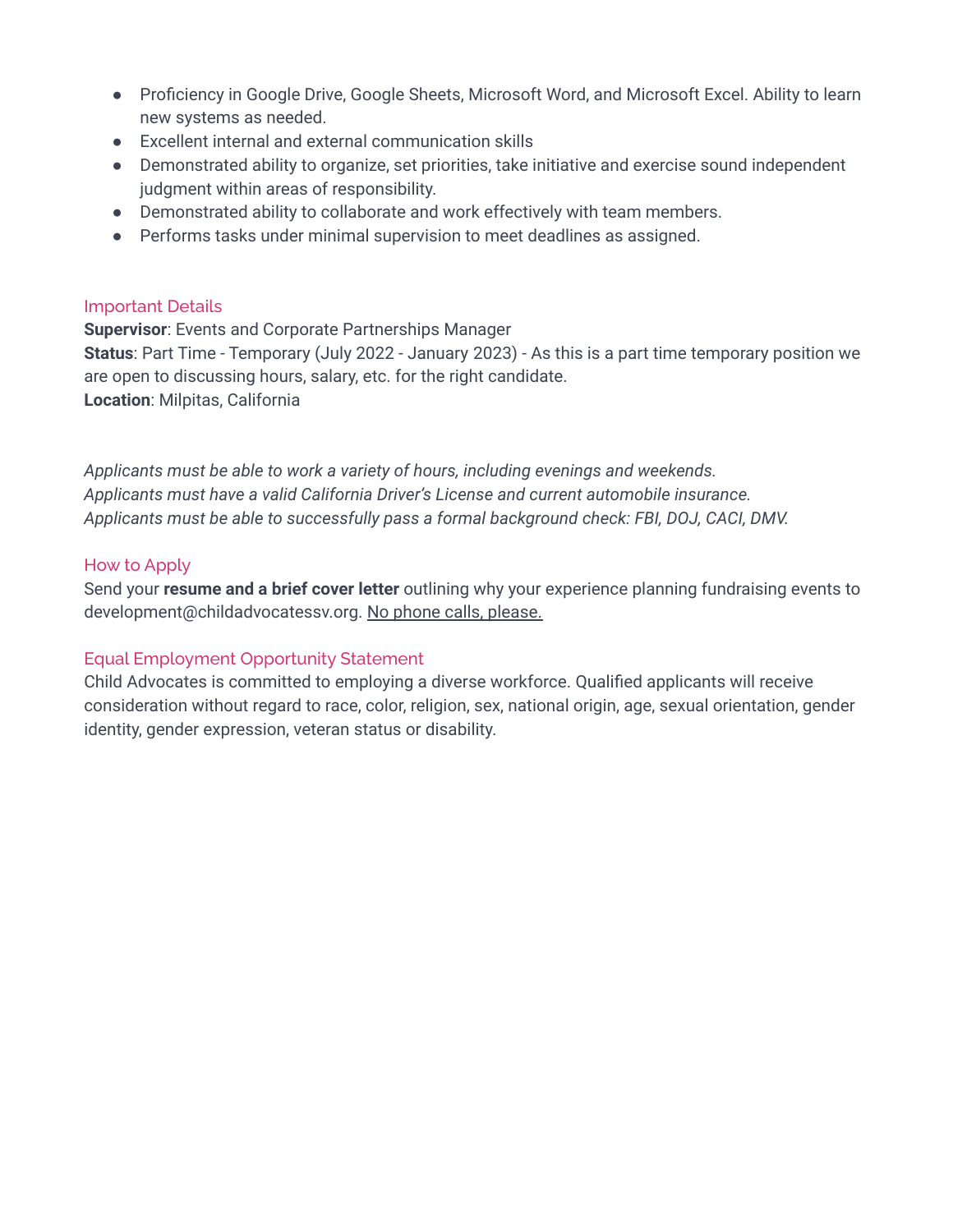- Proficiency in Google Drive, Google Sheets, Microsoft Word, and Microsoft Excel. Ability to learn new systems as needed.
- Excellent internal and external communication skills
- Demonstrated ability to organize, set priorities, take initiative and exercise sound independent judgment within areas of responsibility.
- Demonstrated ability to collaborate and work effectively with team members.
- Performs tasks under minimal supervision to meet deadlines as assigned.

## Important Details

**Supervisor**: Events and Corporate Partnerships Manager
**Status**: Part Time - Temporary (July 2022 - January 2023) - As this is a part time temporary position we are open to discussing hours, salary, etc. for the right candidate.
**Location**: Milpitas, California

*Applicants must be able to work a variety of hours, including evenings and weekends.*
*Applicants must have a valid California Driver's License and current automobile insurance.*
*Applicants must be able to successfully pass a formal background check: FBI, DOJ, CACI, DMV.*

## How to Apply

Send your **resume and a brief cover letter** outlining why your experience planning fundraising events to development@childadvocatessv.org. No phone calls, please.

## Equal Employment Opportunity Statement

Child Advocates is committed to employing a diverse workforce. Qualified applicants will receive consideration without regard to race, color, religion, sex, national origin, age, sexual orientation, gender identity, gender expression, veteran status or disability.